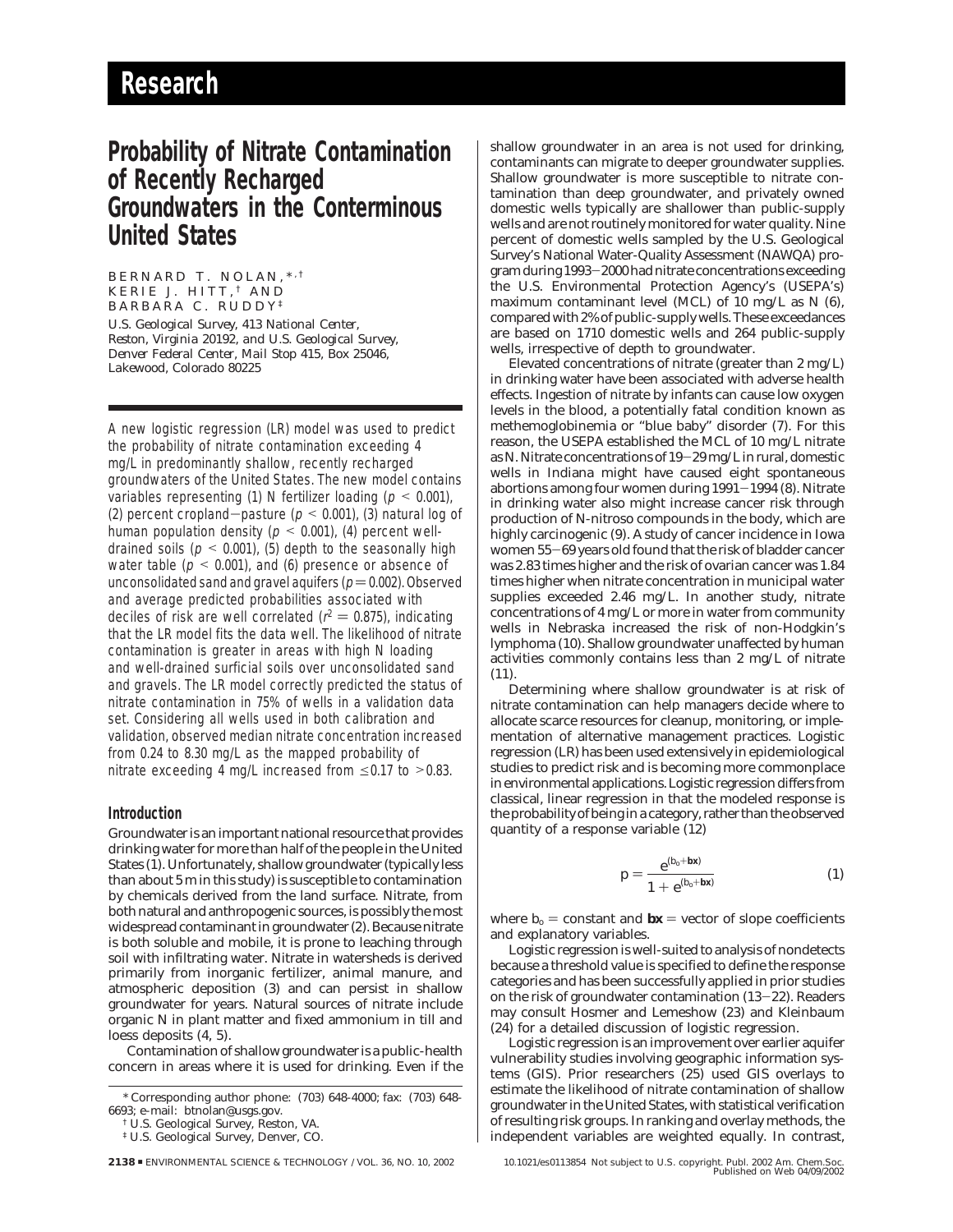# Research

# Probability of Nitrate Contamination of Recently Recharged Groundwaters in the Conterminous United States

BERNARD T. NOLAN,*,† KERIE J. HITT,† AND BARBARA C. RUDDY‡

U.S. Geological Survey, 413 National Center, Reston, Virginia 20192, and U.S. Geological Survey, Denver Federal Center, Mail Stop 415, Box 25046, Lakewood, Colorado 80225

A new logistic regression (LR) model was used to predict the probability of nitrate contamination exceeding 4 mg/L in predominantly shallow, recently recharged groundwaters of the United States. The new model contains variables representing (1) N fertilizer loading ($p < 0.001$), (2) percent cropland−pasture ($p < 0.001$), (3) natural log of human population density ($p < 0.001$), (4) percent well-drained soils ($p < 0.001$), (5) depth to the seasonally high water table ($p < 0.001$), and (6) presence or absence of unconsolidated sand and gravel aquifers ($p = 0.002$). Observed and average predicted probabilities associated with deciles of risk are well correlated ($r^2 = 0.875$), indicating that the LR model fits the data well. The likelihood of nitrate contamination is greater in areas with high N loading and well-drained surficial soils over unconsolidated sand and gravels. The LR model correctly predicted the status of nitrate contamination in 75% of wells in a validation data set. Considering all wells used in both calibration and validation, observed median nitrate concentration increased from 0.24 to 8.30 mg/L as the mapped probability of nitrate exceeding 4 mg/L increased from ≤0.17 to >0.83.

## Introduction

Groundwater is an important national resource that provides drinking water for more than half of the people in the United States (1). Unfortunately, shallow groundwater (typically less than about 5 m in this study) is susceptible to contamination by chemicals derived from the land surface. Nitrate, from both natural and anthropogenic sources, is possibly the most widespread contaminant in groundwater (2). Because nitrate is both soluble and mobile, it is prone to leaching through soil with infiltrating water. Nitrate in watersheds is derived primarily from inorganic fertilizer, animal manure, and atmospheric deposition (3) and can persist in shallow groundwater for years. Natural sources of nitrate include organic N in plant matter and fixed ammonium in till and loess deposits (4, 5).

Contamination of shallow groundwater is a public-health concern in areas where it is used for drinking. Even if the shallow groundwater in an area is not used for drinking, contaminants can migrate to deeper groundwater supplies. Shallow groundwater is more susceptible to nitrate contamination than deep groundwater, and privately owned domestic wells typically are shallower than public-supply wells and are not routinely monitored for water quality. Nine percent of domestic wells sampled by the U.S. Geological Survey's National Water-Quality Assessment (NAWQA) program during 1993−2000 had nitrate concentrations exceeding the U.S. Environmental Protection Agency's (USEPA's) maximum contaminant level (MCL) of 10 mg/L as N (6), compared with 2% of public-supply wells. These exceedances are based on 1710 domestic wells and 264 public-supply wells, irrespective of depth to groundwater.

Elevated concentrations of nitrate (greater than 2 mg/L) in drinking water have been associated with adverse health effects. Ingestion of nitrate by infants can cause low oxygen levels in the blood, a potentially fatal condition known as methemoglobinemia or "blue baby" disorder (7). For this reason, the USEPA established the MCL of 10 mg/L nitrate as N. Nitrate concentrations of 19−29 mg/L in rural, domestic wells in Indiana might have caused eight spontaneous abortions among four women during 1991−1994 (8). Nitrate in drinking water also might increase cancer risk through production of N-nitroso compounds in the body, which are highly carcinogenic (9). A study of cancer incidence in Iowa women 55−69 years old found that the risk of bladder cancer was 2.83 times higher and the risk of ovarian cancer was 1.84 times higher when nitrate concentration in municipal water supplies exceeded 2.46 mg/L. In another study, nitrate concentrations of 4 mg/L or more in water from community wells in Nebraska increased the risk of non-Hodgkin's lymphoma (10). Shallow groundwater unaffected by human activities commonly contains less than 2 mg/L of nitrate (11).

Determining where shallow groundwater is at risk of nitrate contamination can help managers decide where to allocate scarce resources for cleanup, monitoring, or implementation of alternative management practices. Logistic regression (LR) has been used extensively in epidemiological studies to predict risk and is becoming more commonplace in environmental applications. Logistic regression differs from classical, linear regression in that the modeled response is the probability of being in a category, rather than the observed quantity of a response variable (12)

$$p = \frac{e^{(b_o + \mathbf{bx})}}{1 + e^{(b_o + \mathbf{bx})}} \quad (1)$$

where $b_o$ = constant and $\mathbf{bx}$ = vector of slope coefficients and explanatory variables.

Logistic regression is well-suited to analysis of nondetects because a threshold value is specified to define the response categories and has been successfully applied in prior studies on the risk of groundwater contamination (13−22). Readers may consult Hosmer and Lemeshow (23) and Kleinbaum (24) for a detailed discussion of logistic regression.

Logistic regression is an improvement over earlier aquifer vulnerability studies involving geographic information systems (GIS). Prior researchers (25) used GIS overlays to estimate the likelihood of nitrate contamination of shallow groundwater in the United States, with statistical verification of resulting risk groups. In ranking and overlay methods, the independent variables are weighted equally. In contrast,

\* Corresponding author phone: (703) 648-4000; fax: (703) 648-6693; e-mail: btnolan@usgs.gov.

† U.S. Geological Survey, Reston, VA.

‡ U.S. Geological Survey, Denver, CO.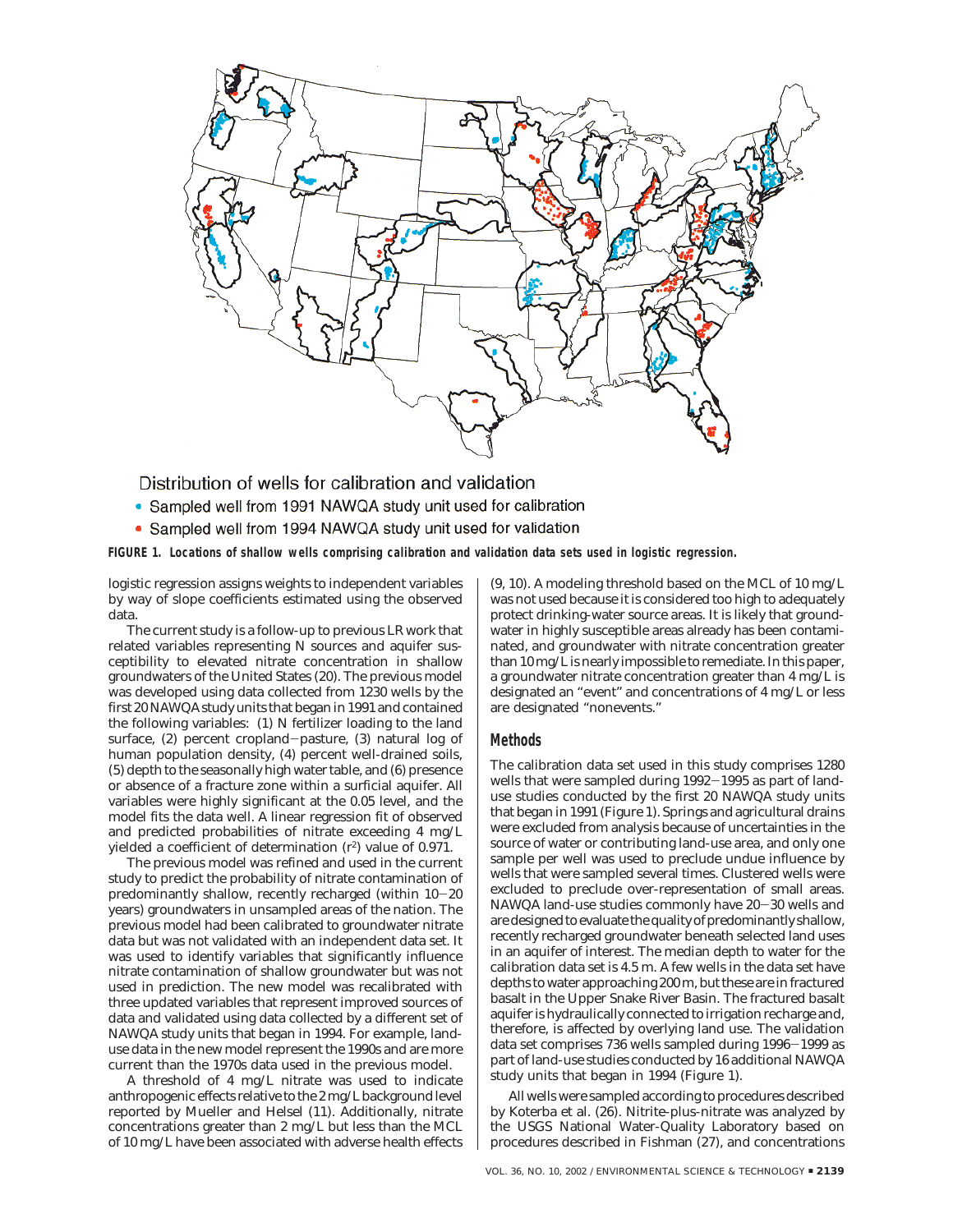Distribution of wells for calibration and validation

- Sampled well from 1991 NAWQA study unit used for calibration
- Sampled well from 1994 NAWQA study unit used for validation

**FIGURE 1. Locations of shallow wells comprising calibration and validation data sets used in logistic regression.**

logistic regression assigns weights to independent variables by way of slope coefficients estimated using the observed data.

The current study is a follow-up to previous LR work that related variables representing N sources and aquifer susceptibility to elevated nitrate concentration in shallow groundwaters of the United States (20). The previous model was developed using data collected from 1230 wells by the first 20 NAWQA study units that began in 1991 and contained the following variables: (1) N fertilizer loading to the land surface, (2) percent cropland−pasture, (3) natural log of human population density, (4) percent well-drained soils, (5) depth to the seasonally high water table, and (6) presence or absence of a fracture zone within a surficial aquifer. All variables were highly significant at the 0.05 level, and the model fits the data well. A linear regression fit of observed and predicted probabilities of nitrate exceeding 4 mg/L yielded a coefficient of determination ($r^2$) value of 0.971.

The previous model was refined and used in the current study to predict the probability of nitrate contamination of predominantly shallow, recently recharged (within 10−20 years) groundwaters in unsampled areas of the nation. The previous model had been calibrated to groundwater nitrate data but was not validated with an independent data set. It was used to identify variables that significantly influence nitrate contamination of shallow groundwater but was not used in prediction. The new model was recalibrated with three updated variables that represent improved sources of data and validated using data collected by a different set of NAWQA study units that began in 1994. For example, land-use data in the new model represent the 1990s and are more current than the 1970s data used in the previous model.

A threshold of 4 mg/L nitrate was used to indicate anthropogenic effects relative to the 2 mg/L background level reported by Mueller and Helsel (11). Additionally, nitrate concentrations greater than 2 mg/L but less than the MCL of 10 mg/L have been associated with adverse health effects (9, 10). A modeling threshold based on the MCL of 10 mg/L was not used because it is considered too high to adequately protect drinking-water source areas. It is likely that groundwater in highly susceptible areas already has been contaminated, and groundwater with nitrate concentration greater than 10 mg/L is nearly impossible to remediate. In this paper, a groundwater nitrate concentration greater than 4 mg/L is designated an "event" and concentrations of 4 mg/L or less are designated "nonevents."

## Methods

The calibration data set used in this study comprises 1280 wells that were sampled during 1992−1995 as part of land-use studies conducted by the first 20 NAWQA study units that began in 1991 (Figure 1). Springs and agricultural drains were excluded from analysis because of uncertainties in the source of water or contributing land-use area, and only one sample per well was used to preclude undue influence by wells that were sampled several times. Clustered wells were excluded to preclude over-representation of small areas. NAWQA land-use studies commonly have 20−30 wells and are designed to evaluate the quality of predominantly shallow, recently recharged groundwater beneath selected land uses in an aquifer of interest. The median depth to water for the calibration data set is 4.5 m. A few wells in the data set have depths to water approaching 200 m, but these are in fractured basalt in the Upper Snake River Basin. The fractured basalt aquifer is hydraulically connected to irrigation recharge and, therefore, is affected by overlying land use. The validation data set comprises 736 wells sampled during 1996−1999 as part of land-use studies conducted by 16 additional NAWQA study units that began in 1994 (Figure 1).

All wells were sampled according to procedures described by Koterba et al. (26). Nitrite-plus-nitrate was analyzed by the USGS National Water-Quality Laboratory based on procedures described in Fishman (27), and concentrations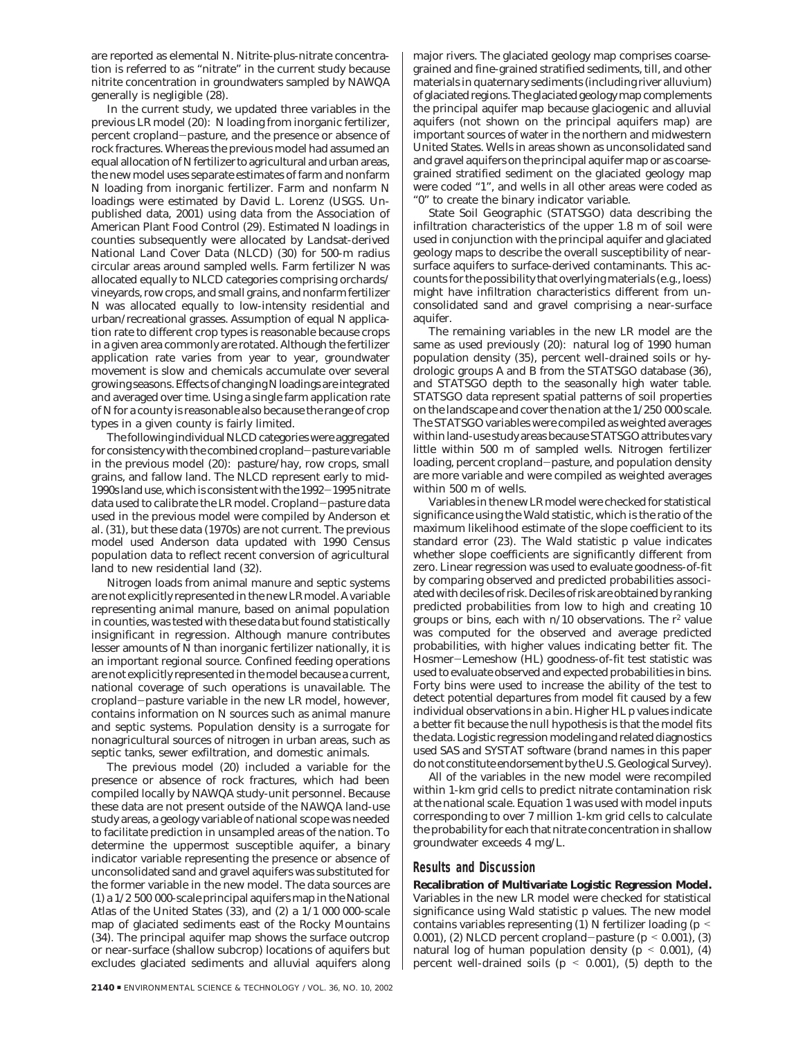are reported as elemental N. Nitrite-plus-nitrate concentration is referred to as "nitrate" in the current study because nitrite concentration in groundwaters sampled by NAWQA generally is negligible (28).

In the current study, we updated three variables in the previous LR model (20): N loading from inorganic fertilizer, percent cropland−pasture, and the presence or absence of rock fractures. Whereas the previous model had assumed an equal allocation of N fertilizer to agricultural and urban areas, the new model uses separate estimates of farm and nonfarm N loading from inorganic fertilizer. Farm and nonfarm N loadings were estimated by David L. Lorenz (USGS. Unpublished data, 2001) using data from the Association of American Plant Food Control (29). Estimated N loadings in counties subsequently were allocated by Landsat-derived National Land Cover Data (NLCD) (30) for 500-m radius circular areas around sampled wells. Farm fertilizer N was allocated equally to NLCD categories comprising orchards/vineyards, row crops, and small grains, and nonfarm fertilizer N was allocated equally to low-intensity residential and urban/recreational grasses. Assumption of equal N application rate to different crop types is reasonable because crops in a given area commonly are rotated. Although the fertilizer application rate varies from year to year, groundwater movement is slow and chemicals accumulate over several growing seasons. Effects of changing N loadings are integrated and averaged over time. Using a single farm application rate of N for a county is reasonable also because the range of crop types in a given county is fairly limited.

The following individual NLCD categories were aggregated for consistency with the combined cropland−pasture variable in the previous model (20): pasture/hay, row crops, small grains, and fallow land. The NLCD represent early to mid-1990s land use, which is consistent with the 1992−1995 nitrate data used to calibrate the LR model. Cropland−pasture data used in the previous model were compiled by Anderson et al. (31), but these data (1970s) are not current. The previous model used Anderson data updated with 1990 Census population data to reflect recent conversion of agricultural land to new residential land (32).

Nitrogen loads from animal manure and septic systems are not explicitly represented in the new LR model. A variable representing animal manure, based on animal population in counties, was tested with these data but found statistically insignificant in regression. Although manure contributes lesser amounts of N than inorganic fertilizer nationally, it is an important regional source. Confined feeding operations are not explicitly represented in the model because a current, national coverage of such operations is unavailable. The cropland−pasture variable in the new LR model, however, contains information on N sources such as animal manure and septic systems. Population density is a surrogate for nonagricultural sources of nitrogen in urban areas, such as septic tanks, sewer exfiltration, and domestic animals.

The previous model (20) included a variable for the presence or absence of rock fractures, which had been compiled locally by NAWQA study-unit personnel. Because these data are not present outside of the NAWQA land-use study areas, a geology variable of national scope was needed to facilitate prediction in unsampled areas of the nation. To determine the uppermost susceptible aquifer, a binary indicator variable representing the presence or absence of unconsolidated sand and gravel aquifers was substituted for the former variable in the new model. The data sources are (1) a 1/2 500 000-scale principal aquifers map in the National Atlas of the United States (33), and (2) a 1/1 000 000-scale map of glaciated sediments east of the Rocky Mountains (34). The principal aquifer map shows the surface outcrop or near-surface (shallow subcrop) locations of aquifers but excludes glaciated sediments and alluvial aquifers along major rivers. The glaciated geology map comprises coarse-grained and fine-grained stratified sediments, till, and other materials in quaternary sediments (including river alluvium) of glaciated regions. The glaciated geology map complements the principal aquifer map because glaciogenic and alluvial aquifers (not shown on the principal aquifers map) are important sources of water in the northern and midwestern United States. Wells in areas shown as unconsolidated sand and gravel aquifers on the principal aquifer map or as coarse-grained stratified sediment on the glaciated geology map were coded "1", and wells in all other areas were coded as "0" to create the binary indicator variable.

State Soil Geographic (STATSGO) data describing the infiltration characteristics of the upper 1.8 m of soil were used in conjunction with the principal aquifer and glaciated geology maps to describe the overall susceptibility of near-surface aquifers to surface-derived contaminants. This accounts for the possibility that overlying materials (e.g., loess) might have infiltration characteristics different from unconsolidated sand and gravel comprising a near-surface aquifer.

The remaining variables in the new LR model are the same as used previously (20): natural log of 1990 human population density (35), percent well-drained soils or hydrologic groups A and B from the STATSGO database (36), and STATSGO depth to the seasonally high water table. STATSGO data represent spatial patterns of soil properties on the landscape and cover the nation at the 1/250 000 scale. The STATSGO variables were compiled as weighted averages within land-use study areas because STATSGO attributes vary little within 500 m of sampled wells. Nitrogen fertilizer loading, percent cropland−pasture, and population density are more variable and were compiled as weighted averages within 500 m of wells.

Variables in the new LR model were checked for statistical significance using the Wald statistic, which is the ratio of the maximum likelihood estimate of the slope coefficient to its standard error (23). The Wald statistic p value indicates whether slope coefficients are significantly different from zero. Linear regression was used to evaluate goodness-of-fit by comparing observed and predicted probabilities associated with deciles of risk. Deciles of risk are obtained by ranking predicted probabilities from low to high and creating 10 groups or bins, each with $n/10$ observations. The $r^2$ value was computed for the observed and average predicted probabilities, with higher values indicating better fit. The Hosmer−Lemeshow (HL) goodness-of-fit test statistic was used to evaluate observed and expected probabilities in bins. Forty bins were used to increase the ability of the test to detect potential departures from model fit caused by a few individual observations in a bin. Higher HL p values indicate a better fit because the null hypothesis is that the model fits the data. Logistic regression modeling and related diagnostics used SAS and SYSTAT software (brand names in this paper do not constitute endorsement by the U.S. Geological Survey).

All of the variables in the new model were recompiled within 1-km grid cells to predict nitrate contamination risk at the national scale. Equation 1 was used with model inputs corresponding to over 7 million 1-km grid cells to calculate the probability for each that nitrate concentration in shallow groundwater exceeds 4 mg/L.

## Results and Discussion

**Recalibration of Multivariate Logistic Regression Model.** Variables in the new LR model were checked for statistical significance using Wald statistic p values. The new model contains variables representing (1) N fertilizer loading ($p < 0.001$), (2) NLCD percent cropland−pasture ($p < 0.001$), (3) natural log of human population density ($p < 0.001$), (4) percent well-drained soils ($p < 0.001$), (5) depth to the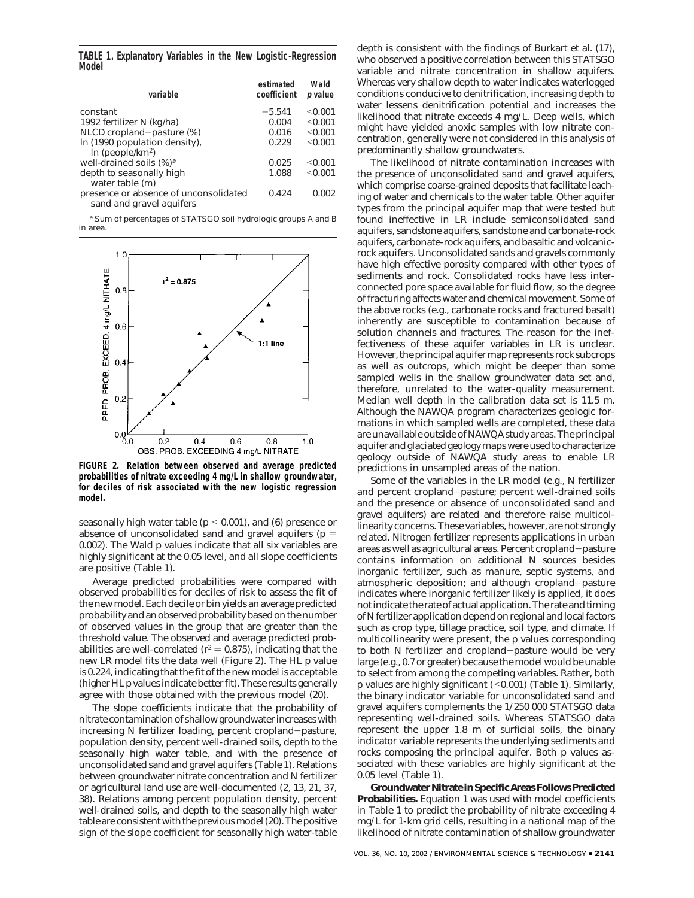**TABLE 1. Explanatory Variables in the New Logistic-Regression Model**

| variable | estimated coefficient | Wald *p* value |
|---|---|---|
| constant | −5.541 | <0.001 |
| 1992 fertilizer N (kg/ha) | 0.004 | <0.001 |
| NLCD cropland−pasture (%) | 0.016 | <0.001 |
| ln (1990 population density), ln (people/km$^2$) | 0.229 | <0.001 |
| well-drained soils (%)[a] | 0.025 | <0.001 |
| depth to seasonally high water table (m) | 1.088 | <0.001 |
| presence or absence of unconsolidated sand and gravel aquifers | 0.424 | 0.002 |

[a] Sum of percentages of STATSGO soil hydrologic groups A and B in area.

$r^2$ = 0.875

1:1 line

PRED. PROB. EXCEED. 4 mg/L NITRATE

OBS. PROB. EXCEEDING 4 mg/L NITRATE

0.0 0.2 0.4 0.6 0.8 1.0

**FIGURE 2. Relation between observed and average predicted probabilities of nitrate exceeding 4 mg/L in shallow groundwater, for deciles of risk associated with the new logistic regression model.**

seasonally high water table ($p < 0.001$), and (6) presence or absence of unconsolidated sand and gravel aquifers ($p = 0.002$). The Wald p values indicate that all six variables are highly significant at the 0.05 level, and all slope coefficients are positive (Table 1).

Average predicted probabilities were compared with observed probabilities for deciles of risk to assess the fit of the new model. Each decile or bin yields an average predicted probability and an observed probability based on the number of observed values in the group that are greater than the threshold value. The observed and average predicted probabilities are well-correlated ($r^2 = 0.875$), indicating that the new LR model fits the data well (Figure 2). The HL p value is 0.224, indicating that the fit of the new model is acceptable (higher HL p values indicate better fit). These results generally agree with those obtained with the previous model (20).

The slope coefficients indicate that the probability of nitrate contamination of shallow groundwater increases with increasing N fertilizer loading, percent cropland−pasture, population density, percent well-drained soils, depth to the seasonally high water table, and with the presence of unconsolidated sand and gravel aquifers (Table 1). Relations between groundwater nitrate concentration and N fertilizer or agricultural land use are well-documented (2, 13, 21, 37, 38). Relations among percent population density, percent well-drained soils, and depth to the seasonally high water table are consistent with the previous model (20). The positive sign of the slope coefficient for seasonally high water-table depth is consistent with the findings of Burkart et al. (17), who observed a positive correlation between this STATSGO variable and nitrate concentration in shallow aquifers. Whereas very shallow depth to water indicates waterlogged conditions conducive to denitrification, increasing depth to water lessens denitrification potential and increases the likelihood that nitrate exceeds 4 mg/L. Deep wells, which might have yielded anoxic samples with low nitrate concentration, generally were not considered in this analysis of predominantly shallow groundwaters.

The likelihood of nitrate contamination increases with the presence of unconsolidated sand and gravel aquifers, which comprise coarse-grained deposits that facilitate leaching of water and chemicals to the water table. Other aquifer types from the principal aquifer map that were tested but found ineffective in LR include semiconsolidated sand aquifers, sandstone aquifers, sandstone and carbonate-rock aquifers, carbonate-rock aquifers, and basaltic and volcanic-rock aquifers. Unconsolidated sands and gravels commonly have high effective porosity compared with other types of sediments and rock. Consolidated rocks have less interconnected pore space available for fluid flow, so the degree of fracturing affects water and chemical movement. Some of the above rocks (e.g., carbonate rocks and fractured basalt) inherently are susceptible to contamination because of solution channels and fractures. The reason for the ineffectiveness of these aquifer variables in LR is unclear. However, the principal aquifer map represents rock subcrops as well as outcrops, which might be deeper than some sampled wells in the shallow groundwater data set and, therefore, unrelated to the water-quality measurement. Median well depth in the calibration data set is 11.5 m. Although the NAWQA program characterizes geologic formations in which sampled wells are completed, these data are unavailable outside of NAWQA study areas. The principal aquifer and glaciated geology maps were used to characterize geology outside of NAWQA study areas to enable LR predictions in unsampled areas of the nation.

Some of the variables in the LR model (e.g., N fertilizer and percent cropland−pasture; percent well-drained soils and the presence or absence of unconsolidated sand and gravel aquifers) are related and therefore raise multicollinearity concerns. These variables, however, are not strongly related. Nitrogen fertilizer represents applications in urban areas as well as agricultural areas. Percent cropland−pasture contains information on additional N sources besides inorganic fertilizer, such as manure, septic systems, and atmospheric deposition; and although cropland−pasture indicates where inorganic fertilizer likely is applied, it does not indicate the rate of actual application. The rate and timing of N fertilizer application depend on regional and local factors such as crop type, tillage practice, soil type, and climate. If multicollinearity were present, the p values corresponding to both N fertilizer and cropland−pasture would be very large (e.g., 0.7 or greater) because the model would be unable to select from among the competing variables. Rather, both p values are highly significant (<0.001) (Table 1). Similarly, the binary indicator variable for unconsolidated sand and gravel aquifers complements the 1/250 000 STATSGO data representing well-drained soils. Whereas STATSGO data represent the upper 1.8 m of surficial soils, the binary indicator variable represents the underlying sediments and rocks composing the principal aquifer. Both p values associated with these variables are highly significant at the 0.05 level (Table 1).

**Groundwater Nitrate in Specific Areas Follows Predicted Probabilities.** Equation 1 was used with model coefficients in Table 1 to predict the probability of nitrate exceeding 4 mg/L for 1-km grid cells, resulting in a national map of the likelihood of nitrate contamination of shallow groundwater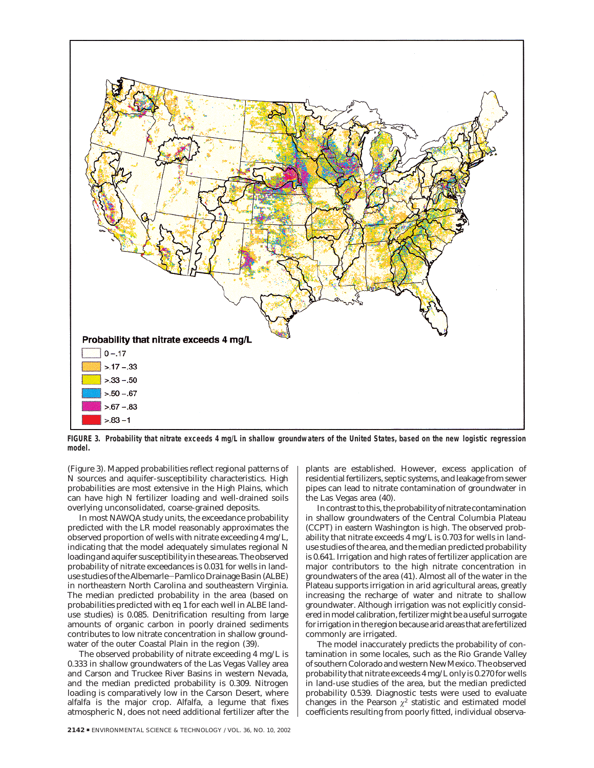FIGURE 3. Probability that nitrate exceeds 4 mg/L in shallow groundwaters of the United States, based on the new logistic regression model.

(Figure 3). Mapped probabilities reflect regional patterns of N sources and aquifer-susceptibility characteristics. High probabilities are most extensive in the High Plains, which can have high N fertilizer loading and well-drained soils overlying unconsolidated, coarse-grained deposits.

In most NAWQA study units, the exceedance probability predicted with the LR model reasonably approximates the observed proportion of wells with nitrate exceeding 4 mg/L, indicating that the model adequately simulates regional N loading and aquifer susceptibility in these areas. The observed probability of nitrate exceedances is 0.031 for wells in land-use studies of the Albemarle–Pamlico Drainage Basin (ALBE) in northeastern North Carolina and southeastern Virginia. The median predicted probability in the area (based on probabilities predicted with eq 1 for each well in ALBE land-use studies) is 0.085. Denitrification resulting from large amounts of organic carbon in poorly drained sediments contributes to low nitrate concentration in shallow groundwater of the outer Coastal Plain in the region (39).

The observed probability of nitrate exceeding 4 mg/L is 0.333 in shallow groundwaters of the Las Vegas Valley area and Carson and Truckee River Basins in western Nevada, and the median predicted probability is 0.309. Nitrogen loading is comparatively low in the Carson Desert, where alfalfa is the major crop. Alfalfa, a legume that fixes atmospheric N, does not need additional fertilizer after the plants are established. However, excess application of residential fertilizers, septic systems, and leakage from sewer pipes can lead to nitrate contamination of groundwater in the Las Vegas area (40).

In contrast to this, the probability of nitrate contamination in shallow groundwaters of the Central Columbia Plateau (CCPT) in eastern Washington is high. The observed probability that nitrate exceeds 4 mg/L is 0.703 for wells in land-use studies of the area, and the median predicted probability is 0.641. Irrigation and high rates of fertilizer application are major contributors to the high nitrate concentration in groundwaters of the area (41). Almost all of the water in the Plateau supports irrigation in arid agricultural areas, greatly increasing the recharge of water and nitrate to shallow groundwater. Although irrigation was not explicitly considered in model calibration, fertilizer might be a useful surrogate for irrigation in the region because arid areas that are fertilized commonly are irrigated.

The model inaccurately predicts the probability of contamination in some locales, such as the Rio Grande Valley of southern Colorado and western New Mexico. The observed probability that nitrate exceeds 4 mg/L only is 0.270 for wells in land-use studies of the area, but the median predicted probability 0.539. Diagnostic tests were used to evaluate changes in the Pearson $\chi^2$ statistic and estimated model coefficients resulting from poorly fitted, individual observa-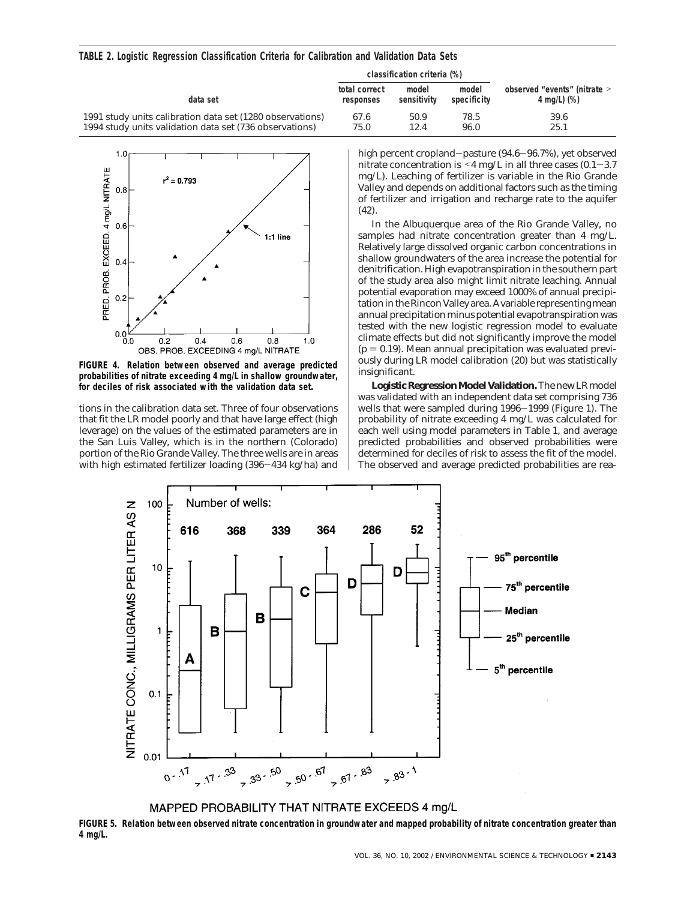**TABLE 2. Logistic Regression Classification Criteria for Calibration and Validation Data Sets**

| data set | classification criteria (%) | | | observed "events" (nitrate > 4 mg/L) (%) |
|---|---|---|---|---|
| | total correct responses | model sensitivity | model specificity | |
| 1991 study units calibration data set (1280 observations) | 67.6 | 50.9 | 78.5 | 39.6 |
| 1994 study units validation data set (736 observations) | 75.0 | 12.4 | 96.0 | 25.1 |

**FIGURE 4. Relation between observed and average predicted probabilities of nitrate exceeding 4 mg/L in shallow groundwater, for deciles of risk associated with the validation data set.**

tions in the calibration data set. Three of four observations that fit the LR model poorly and that have large effect (high leverage) on the values of the estimated parameters are in the San Luis Valley, which is in the northern (Colorado) portion of the Rio Grande Valley. The three wells are in areas with high estimated fertilizer loading (396–434 kg/ha) and high percent cropland–pasture (94.6–96.7%), yet observed nitrate concentration is <4 mg/L in all three cases (0.1–3.7 mg/L). Leaching of fertilizer is variable in the Rio Grande Valley and depends on additional factors such as the timing of fertilizer and irrigation and recharge rate to the aquifer (42).

In the Albuquerque area of the Rio Grande Valley, no samples had nitrate concentration greater than 4 mg/L. Relatively large dissolved organic carbon concentrations in shallow groundwaters of the area increase the potential for denitrification. High evapotranspiration in the southern part of the study area also might limit nitrate leaching. Annual potential evaporation may exceed 1000% of annual precipitation in the Rincon Valley area. A variable representing mean annual precipitation minus potential evapotranspiration was tested with the new logistic regression model to evaluate climate effects but did not significantly improve the model ($p = 0.19$). Mean annual precipitation was evaluated previously during LR model calibration (20) but was statistically insignificant.

**Logistic Regression Model Validation.** The new LR model was validated with an independent data set comprising 736 wells that were sampled during 1996–1999 (Figure 1). The probability of nitrate exceeding 4 mg/L was calculated for each well using model parameters in Table 1, and average predicted probabilities and observed probabilities were determined for deciles of risk to assess the fit of the model. The observed and average predicted probabilities are rea-

**FIGURE 5. Relation between observed nitrate concentration in groundwater and mapped probability of nitrate concentration greater than 4 mg/L.**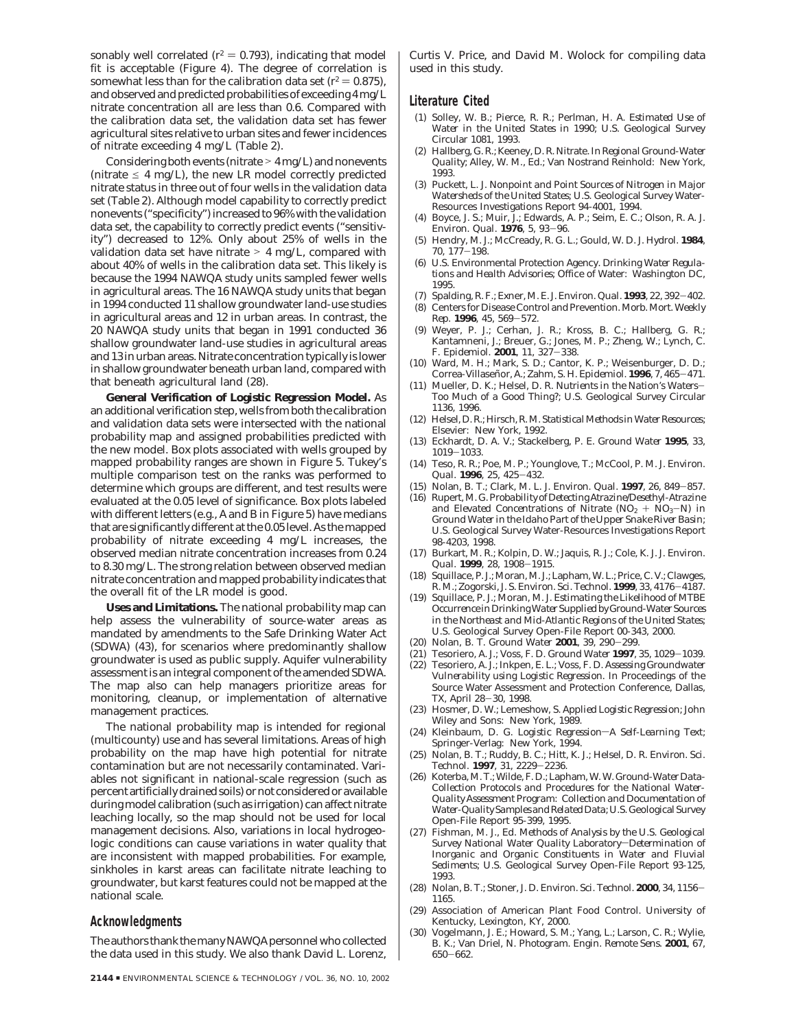sonably well correlated ($r^2 = 0.793$), indicating that model fit is acceptable (Figure 4). The degree of correlation is somewhat less than for the calibration data set ($r^2 = 0.875$), and observed and predicted probabilities of exceeding 4 mg/L nitrate concentration all are less than 0.6. Compared with the calibration data set, the validation data set has fewer agricultural sites relative to urban sites and fewer incidences of nitrate exceeding 4 mg/L (Table 2).

Considering both events (nitrate > 4 mg/L) and nonevents (nitrate ≤ 4 mg/L), the new LR model correctly predicted nitrate status in three out of four wells in the validation data set (Table 2). Although model capability to correctly predict nonevents ("specificity") increased to 96% with the validation data set, the capability to correctly predict events ("sensitivity") decreased to 12%. Only about 25% of wells in the validation data set have nitrate > 4 mg/L, compared with about 40% of wells in the calibration data set. This likely is because the 1994 NAWQA study units sampled fewer wells in agricultural areas. The 16 NAWQA study units that began in 1994 conducted 11 shallow groundwater land-use studies in agricultural areas and 12 in urban areas. In contrast, the 20 NAWQA study units that began in 1991 conducted 36 shallow groundwater land-use studies in agricultural areas and 13 in urban areas. Nitrate concentration typically is lower in shallow groundwater beneath urban land, compared with that beneath agricultural land (28).

**General Verification of Logistic Regression Model.** As an additional verification step, wells from both the calibration and validation data sets were intersected with the national probability map and assigned probabilities predicted with the new model. Box plots associated with wells grouped by mapped probability ranges are shown in Figure 5. Tukey's multiple comparison test on the ranks was performed to determine which groups are different, and test results were evaluated at the 0.05 level of significance. Box plots labeled with different letters (e.g., A and B in Figure 5) have medians that are significantly different at the 0.05 level. As the mapped probability of nitrate exceeding 4 mg/L increases, the observed median nitrate concentration increases from 0.24 to 8.30 mg/L. The strong relation between observed median nitrate concentration and mapped probability indicates that the overall fit of the LR model is good.

**Uses and Limitations.** The national probability map can help assess the vulnerability of source-water areas as mandated by amendments to the Safe Drinking Water Act (SDWA) (43), for scenarios where predominantly shallow groundwater is used as public supply. Aquifer vulnerability assessment is an integral component of the amended SDWA. The map also can help managers prioritize areas for monitoring, cleanup, or implementation of alternative management practices.

The national probability map is intended for regional (multicounty) use and has several limitations. Areas of high probability on the map have high potential for nitrate contamination but are not necessarily contaminated. Variables not significant in national-scale regression (such as percent artificially drained soils) or not considered or available during model calibration (such as irrigation) can affect nitrate leaching locally, so the map should not be used for local management decisions. Also, variations in local hydrogeologic conditions can cause variations in water quality that are inconsistent with mapped probabilities. For example, sinkholes in karst areas can facilitate nitrate leaching to groundwater, but karst features could not be mapped at the national scale.

## Acknowledgments

The authors thank the many NAWQA personnel who collected the data used in this study. We also thank David L. Lorenz, Curtis V. Price, and David M. Wolock for compiling data used in this study.

## Literature Cited

(1) Solley, W. B.; Pierce, R. R.; Perlman, H. A. *Estimated Use of Water in the United States in 1990*; U.S. Geological Survey Circular 1081, 1993.
(2) Hallberg, G. R.; Keeney, D. R. Nitrate. In *Regional Ground-Water Quality*; Alley, W. M., Ed.; Van Nostrand Reinhold: New York, 1993.
(3) Puckett, L. J. *Nonpoint and Point Sources of Nitrogen in Major Watersheds of the United States*; U.S. Geological Survey Water-Resources Investigations Report 94-4001, 1994.
(4) Boyce, J. S.; Muir, J.; Edwards, A. P.; Seim, E. C.; Olson, R. A. *J. Environ. Qual.* **1976**, *5*, 93–96.
(5) Hendry, M. J.; McCready, R. G. L.; Gould, W. D. *J. Hydrol.* **1984**, *70*, 177–198.
(6) U.S. Environmental Protection Agency. *Drinking Water Regulations and Health Advisories*; Office of Water: Washington DC, 1995.
(7) Spalding, R. F.; Exner, M. E. *J. Environ. Qual.* **1993**, *22*, 392–402.
(8) Centers for Disease Control and Prevention. *Morb. Mort. Weekly Rep.* **1996**, *45*, 569–572.
(9) Weyer, P. J.; Cerhan, J. R.; Kross, B. C.; Hallberg, G. R.; Kantamneni, J.; Breuer, G.; Jones, M. P.; Zheng, W.; Lynch, C. F. *Epidemiol.* **2001**, *11*, 327–338.
(10) Ward, M. H.; Mark, S. D.; Cantor, K. P.; Weisenburger, D. D.; Correa-Villaseñor, A.; Zahm, S. H. *Epidemiol.* **1996**, *7*, 465–471.
(11) Mueller, D. K.; Helsel, D. R. *Nutrients in the Nation's Waters–Too Much of a Good Thing?*; U.S. Geological Survey Circular 1136, 1996.
(12) Helsel, D. R.; Hirsch, R. M. *Statistical Methods in Water Resources*; Elsevier: New York, 1992.
(13) Eckhardt, D. A. V.; Stackelberg, P. E. *Ground Water* **1995**, *33*, 1019–1033.
(14) Teso, R. R.; Poe, M. P.; Younglove, T.; McCool, P. M. *J. Environ. Qual.* **1996**, *25*, 425–432.
(15) Nolan, B. T.; Clark, M. L. *J. Environ. Qual.* **1997**, *26*, 849–857.
(16) Rupert, M. G. *Probability of Detecting Atrazine/Desethyl-Atrazine and Elevated Concentrations of Nitrate ($NO_2$ + $NO_3$–N) in Ground Water in the Idaho Part of the Upper Snake River Basin*; U.S. Geological Survey Water-Resources Investigations Report 98-4203, 1998.
(17) Burkart, M. R.; Kolpin, D. W.; Jaquis, R. J.; Cole, K. J. *J. Environ. Qual.* **1999**, *28*, 1908–1915.
(18) Squillace, P. J.; Moran, M. J.; Lapham, W. L.; Price, C. V.; Clawges, R. M.; Zogorski, J. S. *Environ. Sci. Technol.* **1999**, *33*, 4176–4187.
(19) Squillace, P. J.; Moran, M. J. *Estimating the Likelihood of MTBE Occurrence in Drinking Water Supplied by Ground-Water Sources in the Northeast and Mid-Atlantic Regions of the United States*; U.S. Geological Survey Open-File Report 00-343, 2000.
(20) Nolan, B. T. *Ground Water* **2001**, *39*, 290–299.
(21) Tesoriero, A. J.; Voss, F. D. *Ground Water* **1997**, *35*, 1029–1039.
(22) Tesoriero, A. J.; Inkpen, E. L.; Voss, F. D. *Assessing Groundwater Vulnerability using Logistic Regression*. In Proceedings of the Source Water Assessment and Protection Conference, Dallas, TX, April 28–30, 1998.
(23) Hosmer, D. W.; Lemeshow, S. *Applied Logistic Regression*; John Wiley and Sons: New York, 1989.
(24) Kleinbaum, D. G. *Logistic Regression–A Self-Learning Text*; Springer-Verlag: New York, 1994.
(25) Nolan, B. T.; Ruddy, B. C.; Hitt, K. J.; Helsel, D. R. *Environ. Sci. Technol.* **1997**, *31*, 2229–2236.
(26) Koterba, M. T.; Wilde, F. D.; Lapham, W. W. *Ground-Water Data-Collection Protocols and Procedures for the National Water-Quality Assessment Program: Collection and Documentation of Water-Quality Samples and Related Data*; U.S. Geological Survey Open-File Report 95-399, 1995.
(27) Fishman, M. J., Ed. *Methods of Analysis by the U.S. Geological Survey National Water Quality Laboratory–Determination of Inorganic and Organic Constituents in Water and Fluvial Sediments*; U.S. Geological Survey Open-File Report 93-125, 1993.
(28) Nolan, B. T.; Stoner, J. D. *Environ. Sci. Technol.* **2000**, *34*, 1156–1165.
(29) Association of American Plant Food Control. University of Kentucky, Lexington, KY, 2000.
(30) Vogelmann, J. E.; Howard, S. M.; Yang, L.; Larson, C. R.; Wylie, B. K.; Van Driel, N. *Photogram. Engin. Remote Sens.* **2001**, *67*, 650–662.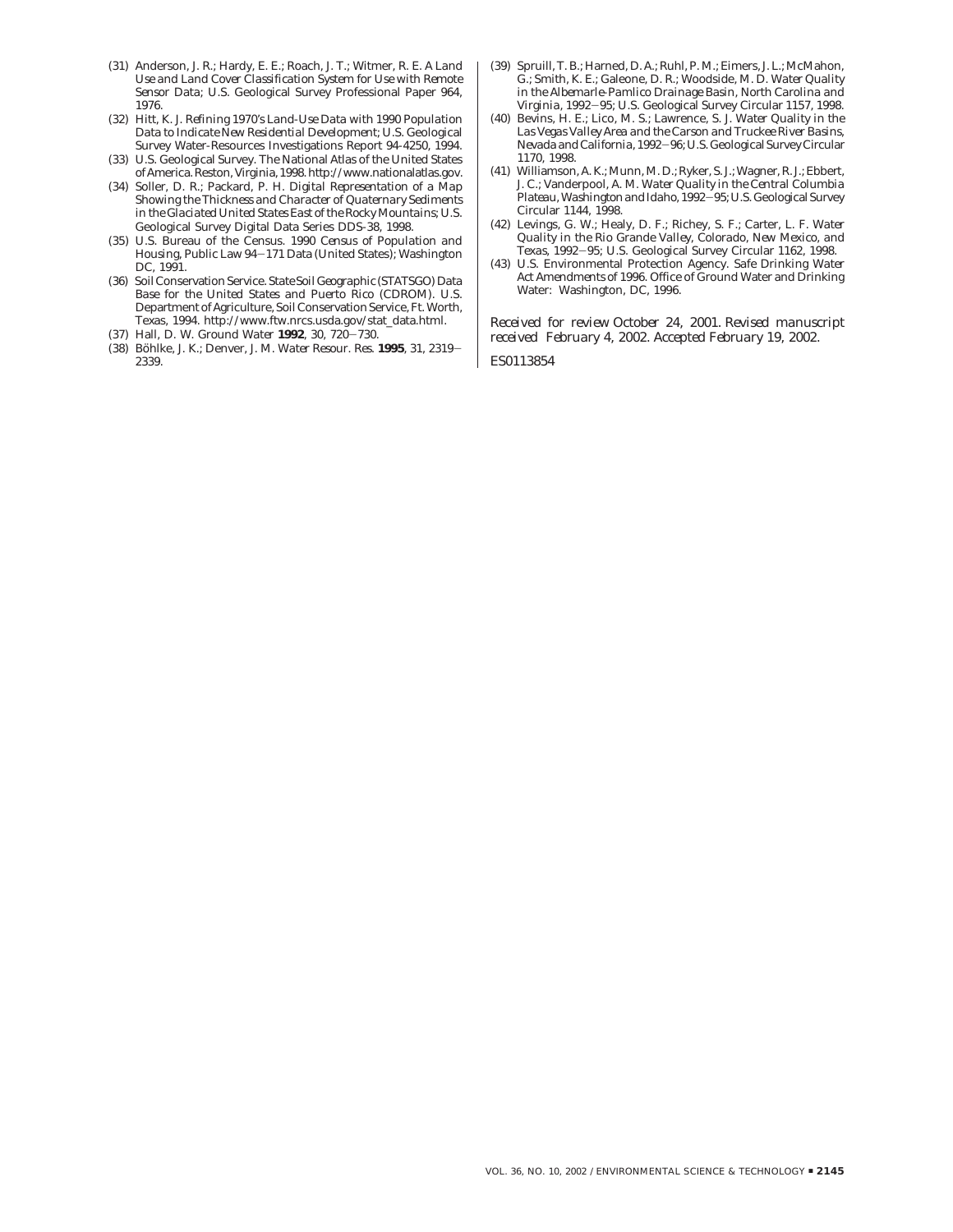(31) Anderson, J. R.; Hardy, E. E.; Roach, J. T.; Witmer, R. E. *A Land Use and Land Cover Classification System for Use with Remote Sensor Data*; U.S. Geological Survey Professional Paper 964, 1976.

(32) Hitt, K. J. *Refining 1970's Land-Use Data with 1990 Population Data to Indicate New Residential Development*; U.S. Geological Survey Water-Resources Investigations Report 94-4250, 1994.

(33) U.S. Geological Survey. *The National Atlas of the United States of America*. Reston, Virginia, 1998. http://www.nationalatlas.gov.

(34) Soller, D. R.; Packard, P. H. *Digital Representation of a Map Showing the Thickness and Character of Quaternary Sediments in the Glaciated United States East of the Rocky Mountains*; U.S. Geological Survey Digital Data Series DDS-38, 1998.

(35) U.S. Bureau of the Census. *1990 Census of Population and Housing, Public Law 94*−*171 Data (United States)*; Washington DC, 1991.

(36) Soil Conservation Service. *State Soil Geographic (STATSGO) Data Base for the United States and Puerto Rico* (CDROM). U.S. Department of Agriculture, Soil Conservation Service, Ft. Worth, Texas, 1994. http://www.ftw.nrcs.usda.gov/stat_data.html.

(37) Hall, D. W. *Ground Water* **1992**, *30*, 720−730.

(38) Böhlke, J. K.; Denver, J. M. *Water Resour. Res.* **1995**, *31*, 2319−2339.

(39) Spruill, T. B.; Harned, D. A.; Ruhl, P. M.; Eimers, J. L.; McMahon, G.; Smith, K. E.; Galeone, D. R.; Woodside, M. D. *Water Quality in the Albemarle-Pamlico Drainage Basin, North Carolina and Virginia, 1992*−*95*; U.S. Geological Survey Circular 1157, 1998.

(40) Bevins, H. E.; Lico, M. S.; Lawrence, S. J. *Water Quality in the Las Vegas Valley Area and the Carson and Truckee River Basins, Nevada and California, 1992*−*96*; U.S. Geological Survey Circular 1170, 1998.

(41) Williamson, A. K.; Munn, M. D.; Ryker, S. J.; Wagner, R. J.; Ebbert, J. C.; Vanderpool, A. M. *Water Quality in the Central Columbia Plateau, Washington and Idaho, 1992*−*95*; U.S. Geological Survey Circular 1144, 1998.

(42) Levings, G. W.; Healy, D. F.; Richey, S. F.; Carter, L. F. *Water Quality in the Rio Grande Valley, Colorado, New Mexico, and Texas, 1992*−*95*; U.S. Geological Survey Circular 1162, 1998.

(43) U.S. Environmental Protection Agency. *Safe Drinking Water Act Amendments of 1996*. Office of Ground Water and Drinking Water: Washington, DC, 1996.

*Received for review October 24, 2001. Revised manuscript received February 4, 2002. Accepted February 19, 2002.*

ES0113854